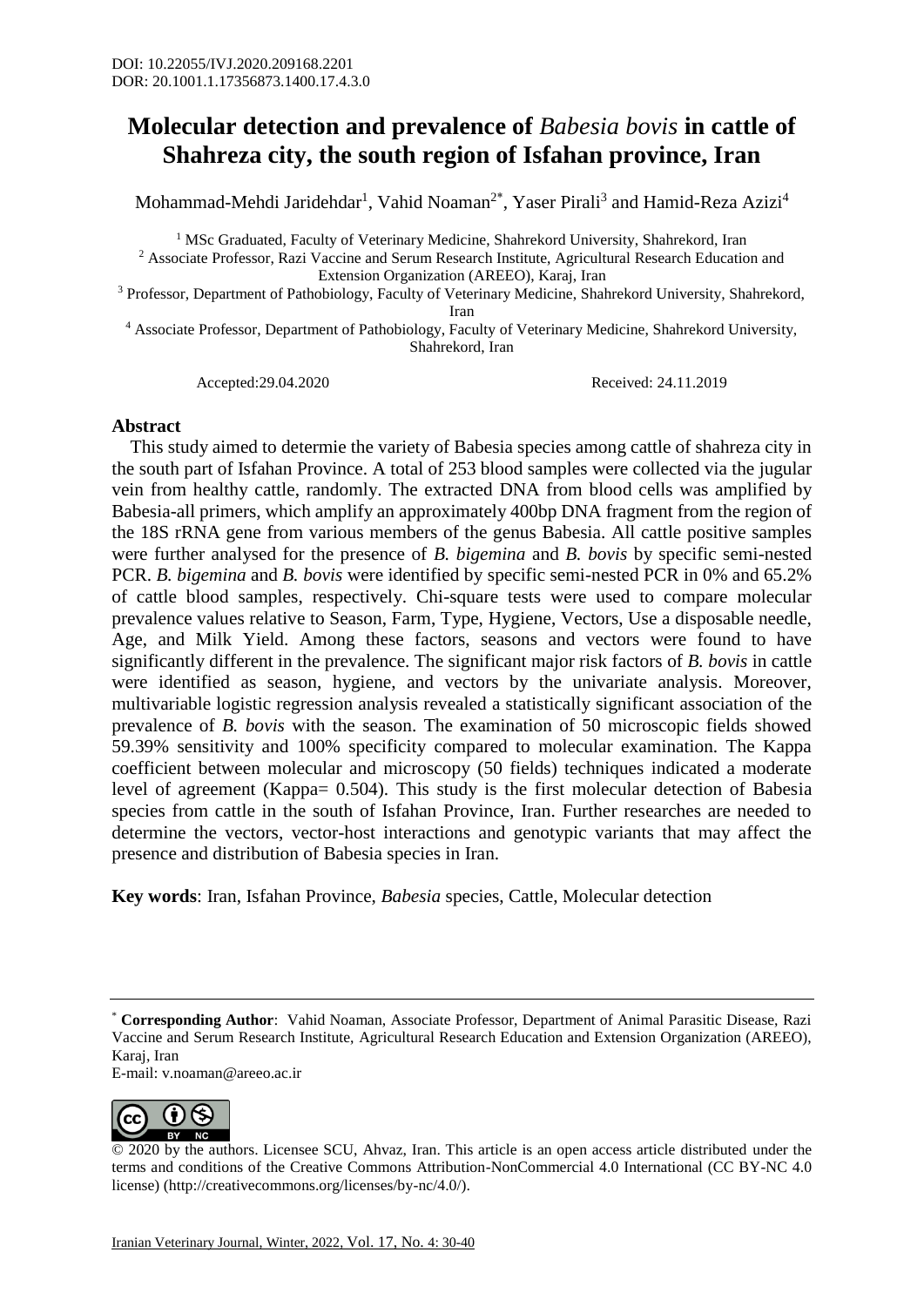DOI: 10.22055/IVJ.2020.209168.2201
DOR: 20.1001.1.17356873.1400.17.4.3.0

# Molecular detection and prevalence of *Babesia bovis* in cattle of Shahreza city, the south region of Isfahan province, Iran

Mohammad-Mehdi Jaridehdar[1], Vahid Noaman[2*], Yaser Pirali[3] and Hamid-Reza Azizi[4]

[1] MSc Graduated, Faculty of Veterinary Medicine, Shahrekord University, Shahrekord, Iran
[2] Associate Professor, Razi Vaccine and Serum Research Institute, Agricultural Research Education and Extension Organization (AREEO), Karaj, Iran
[3] Professor, Department of Pathobiology, Faculty of Veterinary Medicine, Shahrekord University, Shahrekord, Iran
[4] Associate Professor, Department of Pathobiology, Faculty of Veterinary Medicine, Shahrekord University, Shahrekord, Iran

Accepted:29.04.2020 Received: 24.11.2019

## Abstract

This study aimed to determie the variety of Babesia species among cattle of shahreza city in the south part of Isfahan Province. A total of 253 blood samples were collected via the jugular vein from healthy cattle, randomly. The extracted DNA from blood cells was amplified by Babesia-all primers, which amplify an approximately 400bp DNA fragment from the region of the 18S rRNA gene from various members of the genus Babesia. All cattle positive samples were further analysed for the presence of *B. bigemina* and *B. bovis* by specific semi-nested PCR. *B. bigemina* and *B. bovis* were identified by specific semi-nested PCR in 0% and 65.2% of cattle blood samples, respectively. Chi-square tests were used to compare molecular prevalence values relative to Season, Farm, Type, Hygiene, Vectors, Use a disposable needle, Age, and Milk Yield. Among these factors, seasons and vectors were found to have significantly different in the prevalence. The significant major risk factors of *B. bovis* in cattle were identified as season, hygiene, and vectors by the univariate analysis. Moreover, multivariable logistic regression analysis revealed a statistically significant association of the prevalence of *B. bovis* with the season. The examination of 50 microscopic fields showed 59.39% sensitivity and 100% specificity compared to molecular examination. The Kappa coefficient between molecular and microscopy (50 fields) techniques indicated a moderate level of agreement (Kappa= 0.504). This study is the first molecular detection of Babesia species from cattle in the south of Isfahan Province, Iran. Further researches are needed to determine the vectors, vector-host interactions and genotypic variants that may affect the presence and distribution of Babesia species in Iran.

**Key words**: Iran, Isfahan Province, *Babesia* species, Cattle, Molecular detection

---

[*] **Corresponding Author**: Vahid Noaman, Associate Professor, Department of Animal Parasitic Disease, Razi Vaccine and Serum Research Institute, Agricultural Research Education and Extension Organization (AREEO), Karaj, Iran
E-mail: v.noaman@areeo.ac.ir

© 2020 by the authors. Licensee SCU, Ahvaz, Iran. This article is an open access article distributed under the terms and conditions of the Creative Commons Attribution-NonCommercial 4.0 International (CC BY-NC 4.0 license) (http://creativecommons.org/licenses/by-nc/4.0/).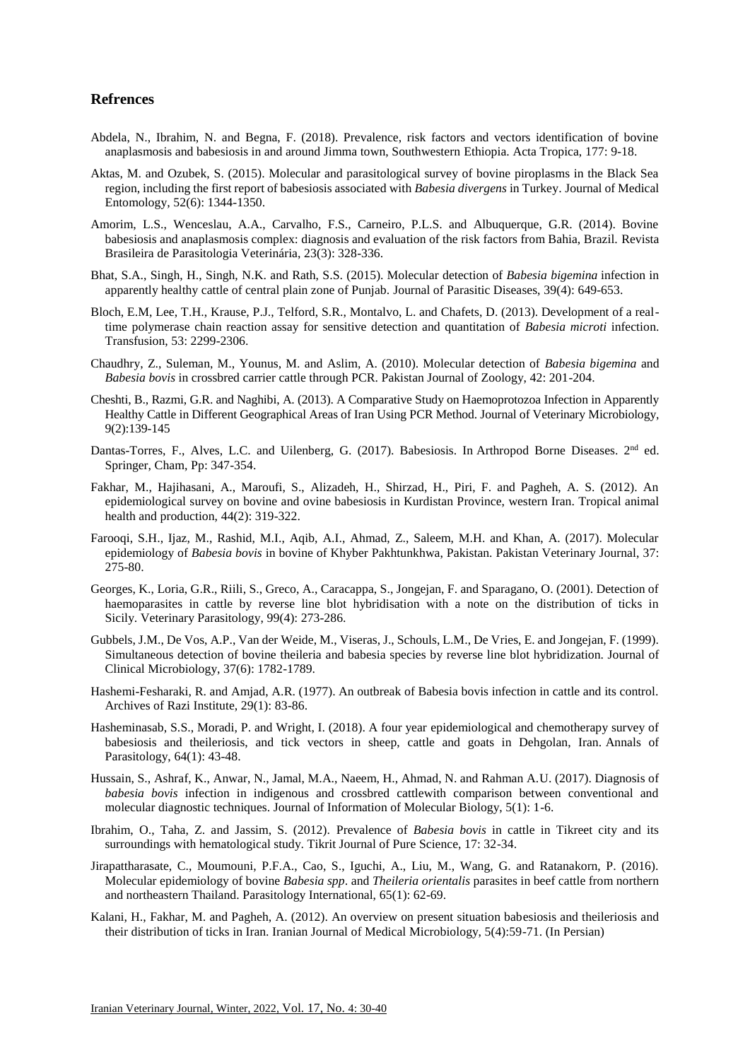## Refrences

Abdela, N., Ibrahim, N. and Begna, F. (2018). Prevalence, risk factors and vectors identification of bovine anaplasmosis and babesiosis in and around Jimma town, Southwestern Ethiopia. Acta Tropica, 177: 9-18.

Aktas, M. and Ozubek, S. (2015). Molecular and parasitological survey of bovine piroplasms in the Black Sea region, including the first report of babesiosis associated with *Babesia divergens* in Turkey. Journal of Medical Entomology, 52(6): 1344-1350.

Amorim, L.S., Wenceslau, A.A., Carvalho, F.S., Carneiro, P.L.S. and Albuquerque, G.R. (2014). Bovine babesiosis and anaplasmosis complex: diagnosis and evaluation of the risk factors from Bahia, Brazil. Revista Brasileira de Parasitologia Veterinária, 23(3): 328-336.

Bhat, S.A., Singh, H., Singh, N.K. and Rath, S.S. (2015). Molecular detection of *Babesia bigemina* infection in apparently healthy cattle of central plain zone of Punjab. Journal of Parasitic Diseases, 39(4): 649-653.

Bloch, E.M, Lee, T.H., Krause, P.J., Telford, S.R., Montalvo, L. and Chafets, D. (2013). Development of a real-time polymerase chain reaction assay for sensitive detection and quantitation of *Babesia microti* infection. Transfusion, 53: 2299-2306.

Chaudhry, Z., Suleman, M., Younus, M. and Aslim, A. (2010). Molecular detection of *Babesia bigemina* and *Babesia bovis* in crossbred carrier cattle through PCR. Pakistan Journal of Zoology, 42: 201-204.

Cheshti, B., Razmi, G.R. and Naghibi, A. (2013). A Comparative Study on Haemoprotozoa Infection in Apparently Healthy Cattle in Different Geographical Areas of Iran Using PCR Method. Journal of Veterinary Microbiology, 9(2):139-145

Dantas-Torres, F., Alves, L.C. and Uilenberg, G. (2017). Babesiosis. In Arthropod Borne Diseases. 2nd ed. Springer, Cham, Pp: 347-354.

Fakhar, M., Hajihasani, A., Maroufi, S., Alizadeh, H., Shirzad, H., Piri, F. and Pagheh, A. S. (2012). An epidemiological survey on bovine and ovine babesiosis in Kurdistan Province, western Iran. Tropical animal health and production, 44(2): 319-322.

Farooqi, S.H., Ijaz, M., Rashid, M.I., Aqib, A.I., Ahmad, Z., Saleem, M.H. and Khan, A. (2017). Molecular epidemiology of *Babesia bovis* in bovine of Khyber Pakhtunkhwa, Pakistan. Pakistan Veterinary Journal, 37: 275-80.

Georges, K., Loria, G.R., Riili, S., Greco, A., Caracappa, S., Jongejan, F. and Sparagano, O. (2001). Detection of haemoparasites in cattle by reverse line blot hybridisation with a note on the distribution of ticks in Sicily. Veterinary Parasitology, 99(4): 273-286.

Gubbels, J.M., De Vos, A.P., Van der Weide, M., Viseras, J., Schouls, L.M., De Vries, E. and Jongejan, F. (1999). Simultaneous detection of bovine theileria and babesia species by reverse line blot hybridization. Journal of Clinical Microbiology, 37(6): 1782-1789.

Hashemi-Fesharaki, R. and Amjad, A.R. (1977). An outbreak of Babesia bovis infection in cattle and its control. Archives of Razi Institute, 29(1): 83-86.

Hasheminasab, S.S., Moradi, P. and Wright, I. (2018). A four year epidemiological and chemotherapy survey of babesiosis and theileriosis, and tick vectors in sheep, cattle and goats in Dehgolan, Iran. Annals of Parasitology, 64(1): 43-48.

Hussain, S., Ashraf, K., Anwar, N., Jamal, M.A., Naeem, H., Ahmad, N. and Rahman A.U. (2017). Diagnosis of *babesia bovis* infection in indigenous and crossbred cattlewith comparison between conventional and molecular diagnostic techniques. Journal of Information of Molecular Biology, 5(1): 1-6.

Ibrahim, O., Taha, Z. and Jassim, S. (2012). Prevalence of *Babesia bovis* in cattle in Tikreet city and its surroundings with hematological study. Tikrit Journal of Pure Science, 17: 32-34.

Jirapattharasate, C., Moumouni, P.F.A., Cao, S., Iguchi, A., Liu, M., Wang, G. and Ratanakorn, P. (2016). Molecular epidemiology of bovine *Babesia spp*. and *Theileria orientalis* parasites in beef cattle from northern and northeastern Thailand. Parasitology International, 65(1): 62-69.

Kalani, H., Fakhar, M. and Pagheh, A. (2012). An overview on present situation babesiosis and theileriosis and their distribution of ticks in Iran. Iranian Journal of Medical Microbiology, 5(4):59-71. (In Persian)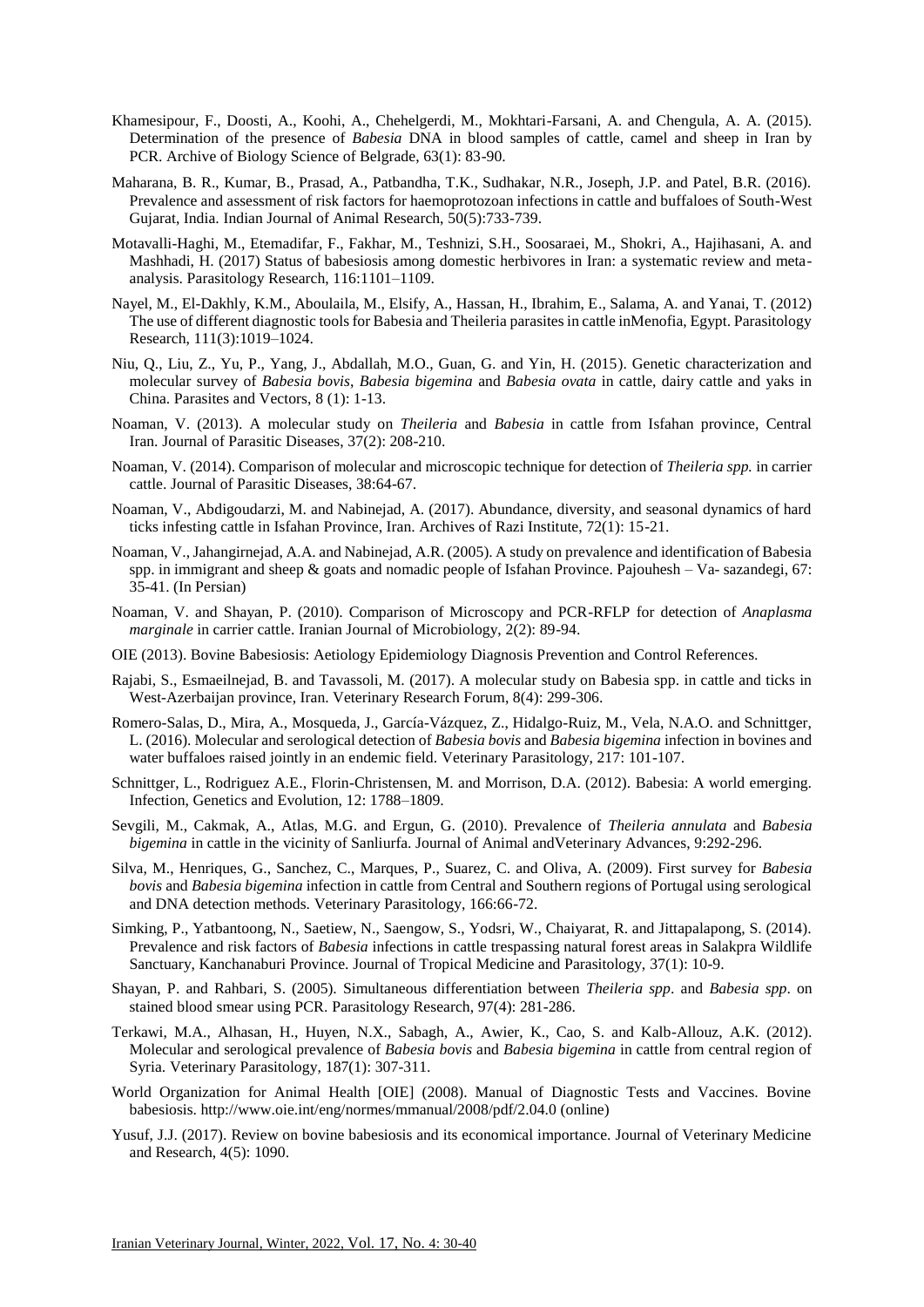Khamesipour, F., Doosti, A., Koohi, A., Chehelgerdi, M., Mokhtari-Farsani, A. and Chengula, A. A. (2015). Determination of the presence of *Babesia* DNA in blood samples of cattle, camel and sheep in Iran by PCR. Archive of Biology Science of Belgrade, 63(1): 83-90.

Maharana, B. R., Kumar, B., Prasad, A., Patbandha, T.K., Sudhakar, N.R., Joseph, J.P. and Patel, B.R. (2016). Prevalence and assessment of risk factors for haemoprotozoan infections in cattle and buffaloes of South-West Gujarat, India. Indian Journal of Animal Research, 50(5):733-739.

Motavalli-Haghi, M., Etemadifar, F., Fakhar, M., Teshnizi, S.H., Soosaraei, M., Shokri, A., Hajihasani, A. and Mashhadi, H. (2017) Status of babesiosis among domestic herbivores in Iran: a systematic review and meta-analysis. Parasitology Research, 116:1101–1109.

Nayel, M., El-Dakhly, K.M., Aboulaila, M., Elsify, A., Hassan, H., Ibrahim, E., Salama, A. and Yanai, T. (2012) The use of different diagnostic tools for Babesia and Theileria parasites in cattle inMenofia, Egypt. Parasitology Research, 111(3):1019–1024.

Niu, Q., Liu, Z., Yu, P., Yang, J., Abdallah, M.O., Guan, G. and Yin, H. (2015). Genetic characterization and molecular survey of *Babesia bovis*, *Babesia bigemina* and *Babesia ovata* in cattle, dairy cattle and yaks in China. Parasites and Vectors, 8 (1): 1-13.

Noaman, V. (2013). A molecular study on *Theileria* and *Babesia* in cattle from Isfahan province, Central Iran. Journal of Parasitic Diseases, 37(2): 208-210.

Noaman, V. (2014). Comparison of molecular and microscopic technique for detection of *Theileria spp.* in carrier cattle. Journal of Parasitic Diseases, 38:64-67.

Noaman, V., Abdigoudarzi, M. and Nabinejad, A. (2017). Abundance, diversity, and seasonal dynamics of hard ticks infesting cattle in Isfahan Province, Iran. Archives of Razi Institute, 72(1): 15-21.

Noaman, V., Jahangirnejad, A.A. and Nabinejad, A.R. (2005). A study on prevalence and identification of Babesia spp. in immigrant and sheep & goats and nomadic people of Isfahan Province. Pajouhesh – Va- sazandegi, 67: 35-41. (In Persian)

Noaman, V. and Shayan, P. (2010). Comparison of Microscopy and PCR-RFLP for detection of *Anaplasma marginale* in carrier cattle. Iranian Journal of Microbiology, 2(2): 89-94.

OIE (2013). Bovine Babesiosis: Aetiology Epidemiology Diagnosis Prevention and Control References.

Rajabi, S., Esmaeilnejad, B. and Tavassoli, M. (2017). A molecular study on Babesia spp. in cattle and ticks in West-Azerbaijan province, Iran. Veterinary Research Forum, 8(4): 299-306.

Romero-Salas, D., Mira, A., Mosqueda, J., García-Vázquez, Z., Hidalgo-Ruiz, M., Vela, N.A.O. and Schnittger, L. (2016). Molecular and serological detection of *Babesia bovis* and *Babesia bigemina* infection in bovines and water buffaloes raised jointly in an endemic field. Veterinary Parasitology, 217: 101-107.

Schnittger, L., Rodriguez A.E., Florin-Christensen, M. and Morrison, D.A. (2012). Babesia: A world emerging. Infection, Genetics and Evolution, 12: 1788–1809.

Sevgili, M., Cakmak, A., Atlas, M.G. and Ergun, G. (2010). Prevalence of *Theileria annulata* and *Babesia bigemina* in cattle in the vicinity of Sanliurfa. Journal of Animal andVeterinary Advances, 9:292-296.

Silva, M., Henriques, G., Sanchez, C., Marques, P., Suarez, C. and Oliva, A. (2009). First survey for *Babesia bovis* and *Babesia bigemina* infection in cattle from Central and Southern regions of Portugal using serological and DNA detection methods. Veterinary Parasitology, 166:66-72.

Simking, P., Yatbantoong, N., Saetiew, N., Saengow, S., Yodsri, W., Chaiyarat, R. and Jittapalapong, S. (2014). Prevalence and risk factors of *Babesia* infections in cattle trespassing natural forest areas in Salakpra Wildlife Sanctuary, Kanchanaburi Province. Journal of Tropical Medicine and Parasitology, 37(1): 10-9.

Shayan, P. and Rahbari, S. (2005). Simultaneous differentiation between *Theileria spp*. and *Babesia spp*. on stained blood smear using PCR. Parasitology Research, 97(4): 281-286.

Terkawi, M.A., Alhasan, H., Huyen, N.X., Sabagh, A., Awier, K., Cao, S. and Kalb-Allouz, A.K. (2012). Molecular and serological prevalence of *Babesia bovis* and *Babesia bigemina* in cattle from central region of Syria. Veterinary Parasitology, 187(1): 307-311.

World Organization for Animal Health [OIE] (2008). Manual of Diagnostic Tests and Vaccines. Bovine babesiosis. http://www.oie.int/eng/normes/mmanual/2008/pdf/2.04.0 (online)

Yusuf, J.J. (2017). Review on bovine babesiosis and its economical importance. Journal of Veterinary Medicine and Research, 4(5): 1090.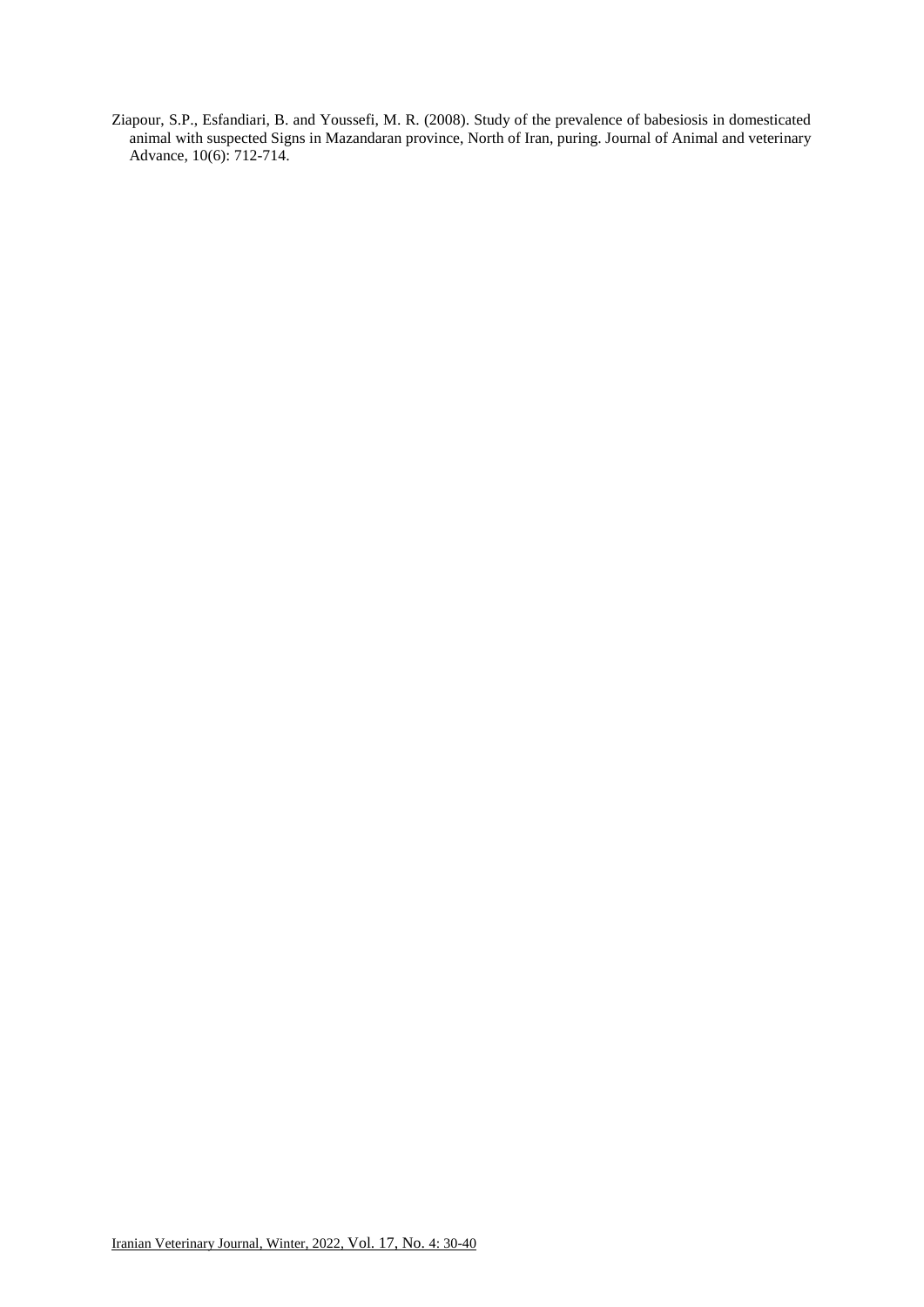Ziapour, S.P., Esfandiari, B. and Youssefi, M. R. (2008). Study of the prevalence of babesiosis in domesticated animal with suspected Signs in Mazandaran province, North of Iran, puring. Journal of Animal and veterinary Advance, 10(6): 712-714.